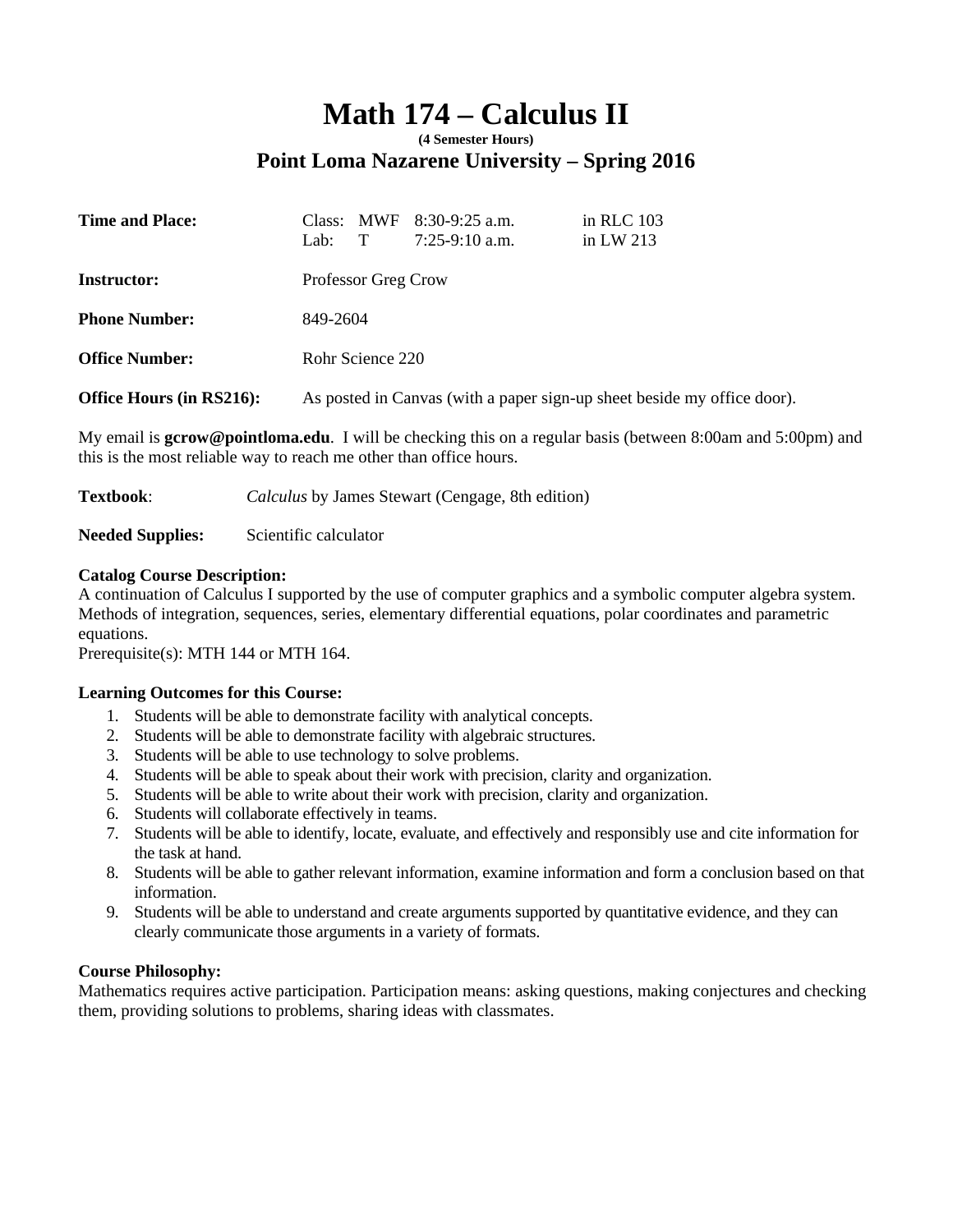# Math 174 – Calculus II

**(4 Semester Hours)**

## Point Loma Nazarene University – Spring 2016

| | | | | |
|---|---|---|---|---|
| **Time and Place:** | Class: | MWF | 8:30-9:25 a.m. | in RLC 103 |
| | Lab: | T | 7:25-9:10 a.m. | in LW 213 |

**Instructor:** Professor Greg Crow

**Phone Number:** 849-2604

**Office Number:** Rohr Science 220

**Office Hours (in RS216):** As posted in Canvas (with a paper sign-up sheet beside my office door).

My email is **gcrow@pointloma.edu**. I will be checking this on a regular basis (between 8:00am and 5:00pm) and this is the most reliable way to reach me other than office hours.

**Textbook**: *Calculus* by James Stewart (Cengage, 8th edition)

**Needed Supplies:** Scientific calculator

**Catalog Course Description:**
A continuation of Calculus I supported by the use of computer graphics and a symbolic computer algebra system. Methods of integration, sequences, series, elementary differential equations, polar coordinates and parametric equations.
Prerequisite(s): MTH 144 or MTH 164.

**Learning Outcomes for this Course:**

1. Students will be able to demonstrate facility with analytical concepts.
2. Students will be able to demonstrate facility with algebraic structures.
3. Students will be able to use technology to solve problems.
4. Students will be able to speak about their work with precision, clarity and organization.
5. Students will be able to write about their work with precision, clarity and organization.
6. Students will collaborate effectively in teams.
7. Students will be able to identify, locate, evaluate, and effectively and responsibly use and cite information for the task at hand.
8. Students will be able to gather relevant information, examine information and form a conclusion based on that information.
9. Students will be able to understand and create arguments supported by quantitative evidence, and they can clearly communicate those arguments in a variety of formats.

**Course Philosophy:**
Mathematics requires active participation. Participation means: asking questions, making conjectures and checking them, providing solutions to problems, sharing ideas with classmates.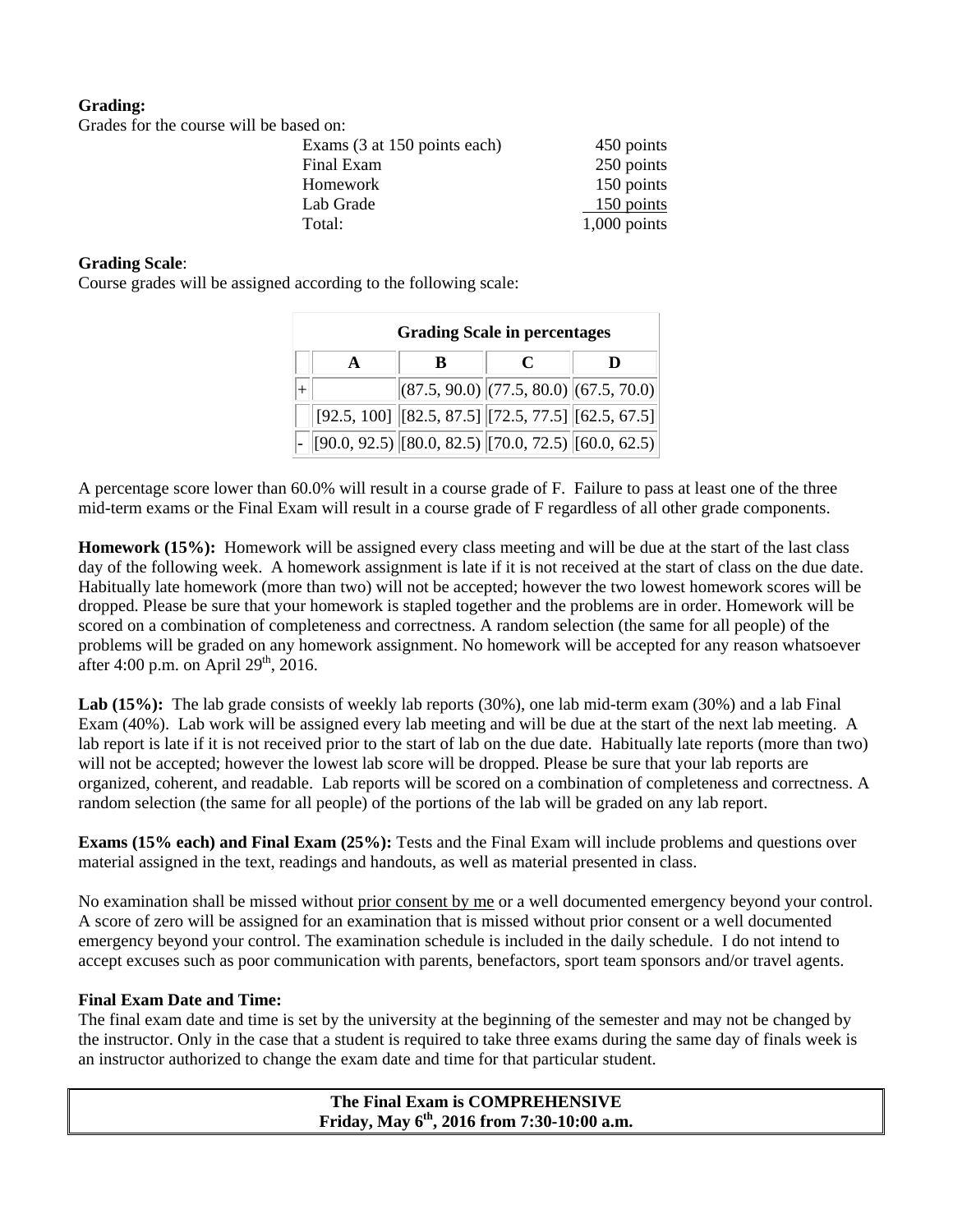**Grading:**

Grades for the course will be based on:

| | |
|---|---|
| Exams (3 at 150 points each) | 450 points |
| Final Exam | 250 points |
| Homework | 150 points |
| Lab Grade | 150 points |
| Total: | 1,000 points |

**Grading Scale**:

Course grades will be assigned according to the following scale:

| Grading Scale in percentages | | | | |
|---|---|---|---|---|
| | **A** | **B** | **C** | **D** |
| + | | (87.5, 90.0) | (77.5, 80.0) | (67.5, 70.0) |
| | [92.5, 100] | [82.5, 87.5] | [72.5, 77.5] | [62.5, 67.5] |
| - | [90.0, 92.5) | [80.0, 82.5) | [70.0, 72.5) | [60.0, 62.5) |

A percentage score lower than 60.0% will result in a course grade of F. Failure to pass at least one of the three mid-term exams or the Final Exam will result in a course grade of F regardless of all other grade components.

**Homework (15%):** Homework will be assigned every class meeting and will be due at the start of the last class day of the following week. A homework assignment is late if it is not received at the start of class on the due date. Habitually late homework (more than two) will not be accepted; however the two lowest homework scores will be dropped. Please be sure that your homework is stapled together and the problems are in order. Homework will be scored on a combination of completeness and correctness. A random selection (the same for all people) of the problems will be graded on any homework assignment. No homework will be accepted for any reason whatsoever after 4:00 p.m. on April 29th, 2016.

**Lab (15%):** The lab grade consists of weekly lab reports (30%), one lab mid-term exam (30%) and a lab Final Exam (40%). Lab work will be assigned every lab meeting and will be due at the start of the next lab meeting. A lab report is late if it is not received prior to the start of lab on the due date. Habitually late reports (more than two) will not be accepted; however the lowest lab score will be dropped. Please be sure that your lab reports are organized, coherent, and readable. Lab reports will be scored on a combination of completeness and correctness. A random selection (the same for all people) of the portions of the lab will be graded on any lab report.

**Exams (15% each) and Final Exam (25%):** Tests and the Final Exam will include problems and questions over material assigned in the text, readings and handouts, as well as material presented in class.

No examination shall be missed without prior consent by me or a well documented emergency beyond your control. A score of zero will be assigned for an examination that is missed without prior consent or a well documented emergency beyond your control. The examination schedule is included in the daily schedule. I do not intend to accept excuses such as poor communication with parents, benefactors, sport team sponsors and/or travel agents.

**Final Exam Date and Time:**

The final exam date and time is set by the university at the beginning of the semester and may not be changed by the instructor. Only in the case that a student is required to take three exams during the same day of finals week is an instructor authorized to change the exam date and time for that particular student.

**The Final Exam is COMPREHENSIVE**
**Friday, May 6th, 2016 from 7:30-10:00 a.m.**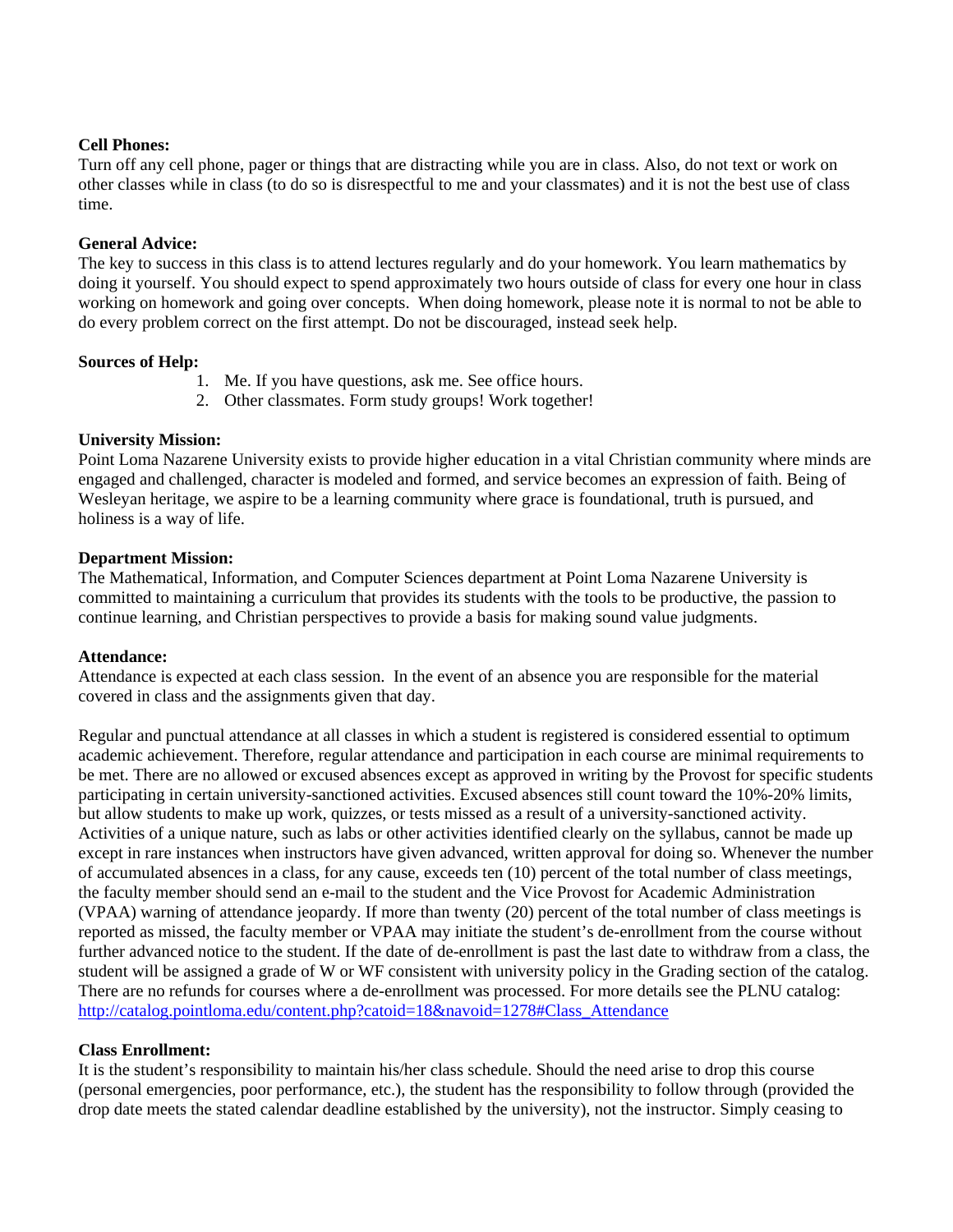**Cell Phones:**
Turn off any cell phone, pager or things that are distracting while you are in class. Also, do not text or work on other classes while in class (to do so is disrespectful to me and your classmates) and it is not the best use of class time.

**General Advice:**
The key to success in this class is to attend lectures regularly and do your homework. You learn mathematics by doing it yourself. You should expect to spend approximately two hours outside of class for every one hour in class working on homework and going over concepts. When doing homework, please note it is normal to not be able to do every problem correct on the first attempt. Do not be discouraged, instead seek help.

**Sources of Help:**

1. Me. If you have questions, ask me. See office hours.
2. Other classmates. Form study groups! Work together!

**University Mission:**
Point Loma Nazarene University exists to provide higher education in a vital Christian community where minds are engaged and challenged, character is modeled and formed, and service becomes an expression of faith. Being of Wesleyan heritage, we aspire to be a learning community where grace is foundational, truth is pursued, and holiness is a way of life.

**Department Mission:**
The Mathematical, Information, and Computer Sciences department at Point Loma Nazarene University is committed to maintaining a curriculum that provides its students with the tools to be productive, the passion to continue learning, and Christian perspectives to provide a basis for making sound value judgments.

**Attendance:**
Attendance is expected at each class session. In the event of an absence you are responsible for the material covered in class and the assignments given that day.

Regular and punctual attendance at all classes in which a student is registered is considered essential to optimum academic achievement. Therefore, regular attendance and participation in each course are minimal requirements to be met. There are no allowed or excused absences except as approved in writing by the Provost for specific students participating in certain university-sanctioned activities. Excused absences still count toward the 10%-20% limits, but allow students to make up work, quizzes, or tests missed as a result of a university-sanctioned activity. Activities of a unique nature, such as labs or other activities identified clearly on the syllabus, cannot be made up except in rare instances when instructors have given advanced, written approval for doing so. Whenever the number of accumulated absences in a class, for any cause, exceeds ten (10) percent of the total number of class meetings, the faculty member should send an e-mail to the student and the Vice Provost for Academic Administration (VPAA) warning of attendance jeopardy. If more than twenty (20) percent of the total number of class meetings is reported as missed, the faculty member or VPAA may initiate the student's de-enrollment from the course without further advanced notice to the student. If the date of de-enrollment is past the last date to withdraw from a class, the student will be assigned a grade of W or WF consistent with university policy in the Grading section of the catalog. There are no refunds for courses where a de-enrollment was processed. For more details see the PLNU catalog: [http://catalog.pointloma.edu/content.php?catoid=18&navoid=1278#Class_Attendance](http://catalog.pointloma.edu/content.php?catoid=18&navoid=1278#Class_Attendance)

**Class Enrollment:**
It is the student's responsibility to maintain his/her class schedule. Should the need arise to drop this course (personal emergencies, poor performance, etc.), the student has the responsibility to follow through (provided the drop date meets the stated calendar deadline established by the university), not the instructor. Simply ceasing to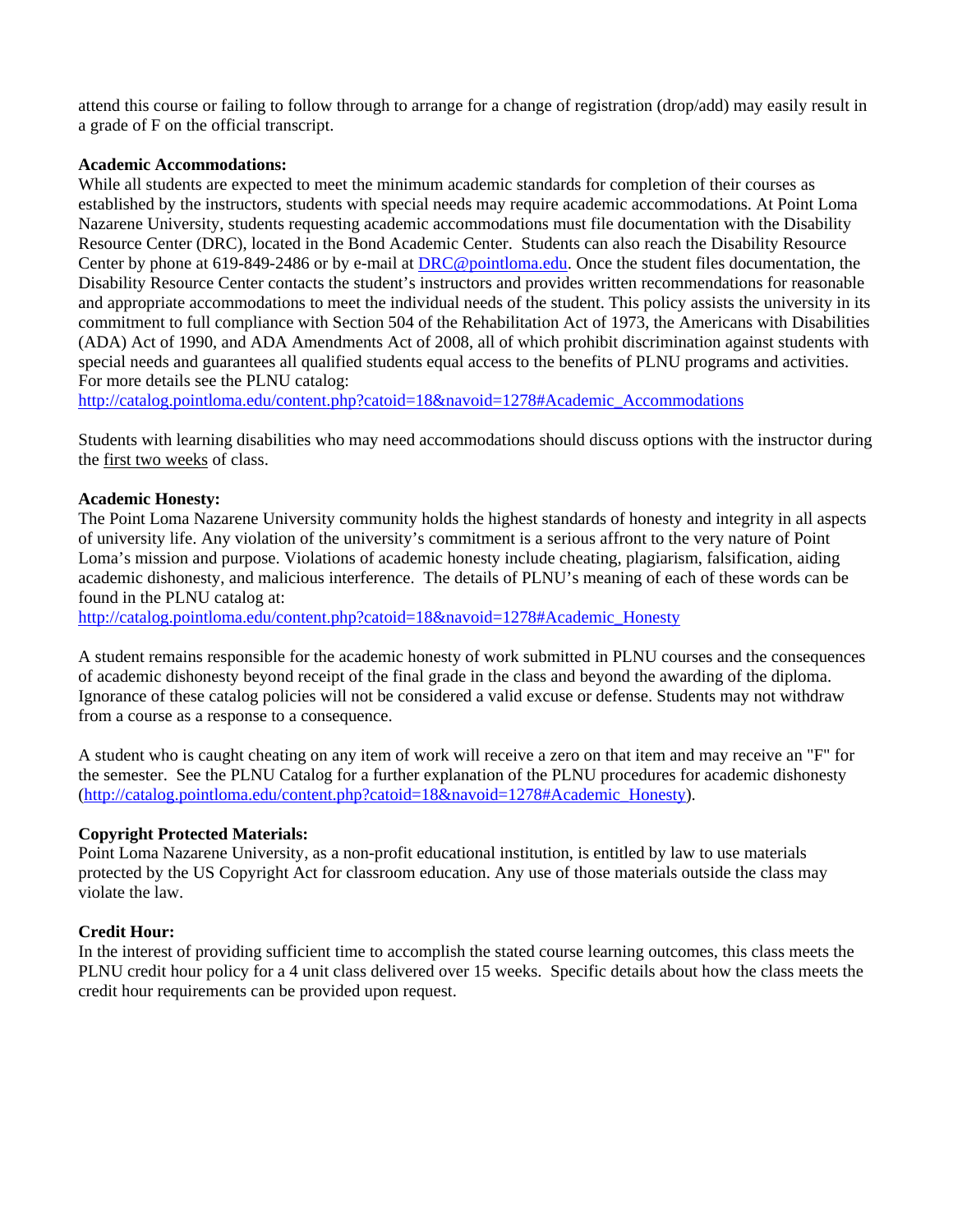attend this course or failing to follow through to arrange for a change of registration (drop/add) may easily result in a grade of F on the official transcript.

**Academic Accommodations:**

While all students are expected to meet the minimum academic standards for completion of their courses as established by the instructors, students with special needs may require academic accommodations. At Point Loma Nazarene University, students requesting academic accommodations must file documentation with the Disability Resource Center (DRC), located in the Bond Academic Center. Students can also reach the Disability Resource Center by phone at 619-849-2486 or by e-mail at DRC@pointloma.edu. Once the student files documentation, the Disability Resource Center contacts the student's instructors and provides written recommendations for reasonable and appropriate accommodations to meet the individual needs of the student. This policy assists the university in its commitment to full compliance with Section 504 of the Rehabilitation Act of 1973, the Americans with Disabilities (ADA) Act of 1990, and ADA Amendments Act of 2008, all of which prohibit discrimination against students with special needs and guarantees all qualified students equal access to the benefits of PLNU programs and activities. For more details see the PLNU catalog:
http://catalog.pointloma.edu/content.php?catoid=18&navoid=1278#Academic_Accommodations

Students with learning disabilities who may need accommodations should discuss options with the instructor during the first two weeks of class.

**Academic Honesty:**

The Point Loma Nazarene University community holds the highest standards of honesty and integrity in all aspects of university life. Any violation of the university's commitment is a serious affront to the very nature of Point Loma's mission and purpose. Violations of academic honesty include cheating, plagiarism, falsification, aiding academic dishonesty, and malicious interference. The details of PLNU's meaning of each of these words can be found in the PLNU catalog at:
http://catalog.pointloma.edu/content.php?catoid=18&navoid=1278#Academic_Honesty

A student remains responsible for the academic honesty of work submitted in PLNU courses and the consequences of academic dishonesty beyond receipt of the final grade in the class and beyond the awarding of the diploma. Ignorance of these catalog policies will not be considered a valid excuse or defense. Students may not withdraw from a course as a response to a consequence.

A student who is caught cheating on any item of work will receive a zero on that item and may receive an "F" for the semester. See the PLNU Catalog for a further explanation of the PLNU procedures for academic dishonesty (http://catalog.pointloma.edu/content.php?catoid=18&navoid=1278#Academic_Honesty).

**Copyright Protected Materials:**

Point Loma Nazarene University, as a non-profit educational institution, is entitled by law to use materials protected by the US Copyright Act for classroom education. Any use of those materials outside the class may violate the law.

**Credit Hour:**

In the interest of providing sufficient time to accomplish the stated course learning outcomes, this class meets the PLNU credit hour policy for a 4 unit class delivered over 15 weeks. Specific details about how the class meets the credit hour requirements can be provided upon request.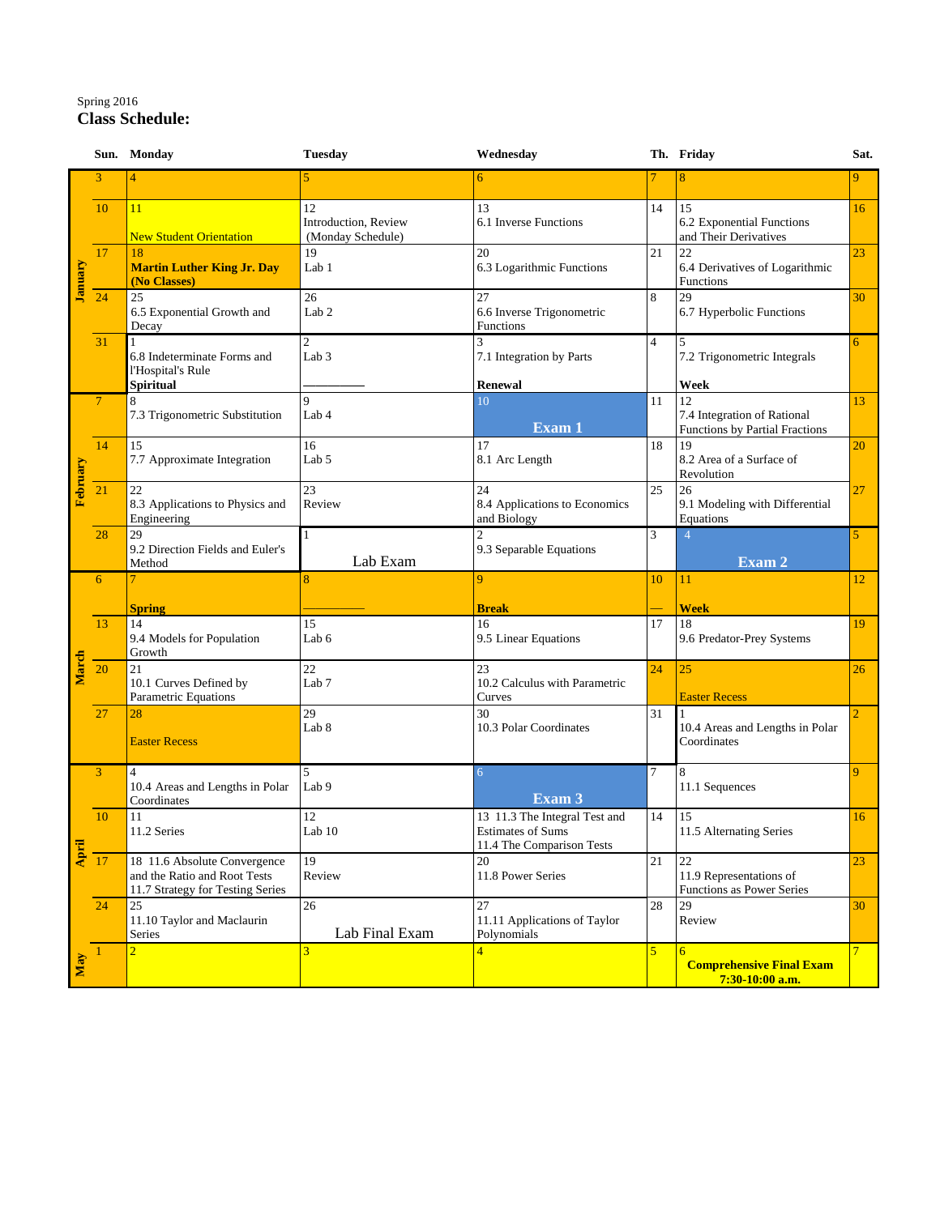Spring 2016

**Class Schedule:**

| | Sun. | Monday | Tuesday | Wednesday | Th. | Friday | Sat. |
|---|---|---|---|---|---|---|---|
| January | 3 | 4 | 5 | 6 | 7 | 8 | 9 |
| | 10 | 11 New Student Orientation | 12 Introduction, Review (Monday Schedule) | 13 6.1 Inverse Functions | 14 | 15 6.2 Exponential Functions and Their Derivatives | 16 |
| | 17 | 18 **Martin Luther King Jr. Day (No Classes)** | 19 Lab 1 | 20 6.3 Logarithmic Functions | 21 | 22 6.4 Derivatives of Logarithmic Functions | 23 |
| | 24 | 25 6.5 Exponential Growth and Decay | 26 Lab 2 | 27 6.6 Inverse Trigonometric Functions | 8 | 29 6.7 Hyperbolic Functions | 30 |
| | 31 | 1 6.8 Indeterminate Forms and l'Hospital's Rule **Spiritual** | 2 Lab 3 | 3 7.1 Integration by Parts **Renewal** | 4 | 5 7.2 Trigonometric Integrals **Week** | 6 |
| February | 7 | 8 7.3 Trigonometric Substitution | 9 Lab 4 | 10 **Exam 1** | 11 | 12 7.4 Integration of Rational Functions by Partial Fractions | 13 |
| | 14 | 15 7.7 Approximate Integration | 16 Lab 5 | 17 8.1 Arc Length | 18 | 19 8.2 Area of a Surface of Revolution | 20 |
| | 21 | 22 8.3 Applications to Physics and Engineering | 23 Review | 24 8.4 Applications to Economics and Biology | 25 | 26 9.1 Modeling with Differential Equations | 27 |
| | 28 | 29 9.2 Direction Fields and Euler's Method | 1 Lab Exam | 2 9.3 Separable Equations | 3 | 4 **Exam 2** | 5 |
| March | 6 | 7 **Spring** | 8 | 9 **Break** | 10 | 11 **Week** | 12 |
| | 13 | 14 9.4 Models for Population Growth | 15 Lab 6 | 16 9.5 Linear Equations | 17 | 18 9.6 Predator-Prey Systems | 19 |
| | 20 | 21 10.1 Curves Defined by Parametric Equations | 22 Lab 7 | 23 10.2 Calculus with Parametric Curves | 24 | 25 Easter Recess | 26 |
| | 27 | 28 Easter Recess | 29 Lab 8 | 30 10.3 Polar Coordinates | 31 | 1 10.4 Areas and Lengths in Polar Coordinates | 2 |
| April | 3 | 4 10.4 Areas and Lengths in Polar Coordinates | 5 Lab 9 | 6 **Exam 3** | 7 | 8 11.1 Sequences | 9 |
| | 10 | 11 11.2 Series | 12 Lab 10 | 13 11.3 The Integral Test and Estimates of Sums 11.4 The Comparison Tests | 14 | 15 11.5 Alternating Series | 16 |
| | 17 | 18 11.6 Absolute Convergence and the Ratio and Root Tests 11.7 Strategy for Testing Series | 19 Review | 20 11.8 Power Series | 21 | 22 11.9 Representations of Functions as Power Series | 23 |
| | 24 | 25 11.10 Taylor and Maclaurin Series | 26 Lab Final Exam | 27 11.11 Applications of Taylor Polynomials | 28 | 29 Review | 30 |
| May | 1 | 2 | 3 | 4 | 5 | 6 **Comprehensive Final Exam 7:30-10:00 a.m.** | 7 |